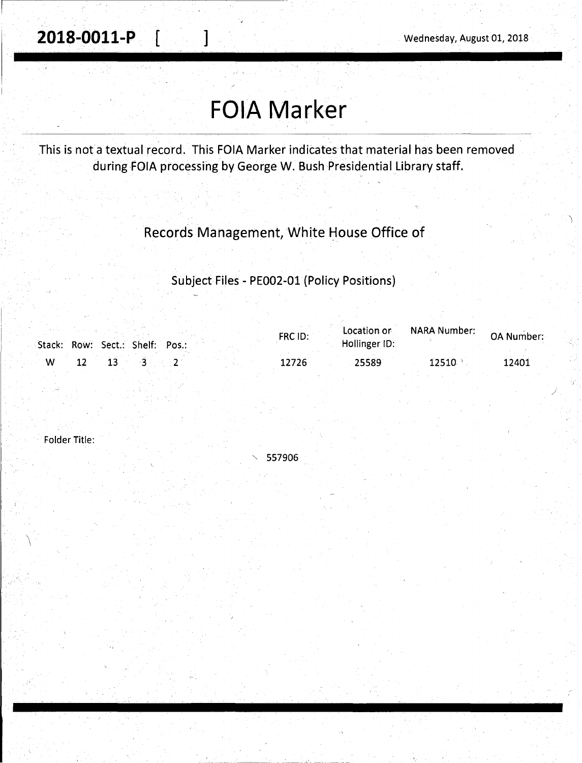**2018-0011-P** [ ]

Wednesday, August 01, 2018

# FOIA Marker

This is not a textual record. This FOIA Marker indicates that material has been removed during FOIA processing by George W. Bush Presidential Library staff.

Records Management, White House Office of

Subject Files - PE002-01 (Policy Positions)

| Stack: | Row: | Sect.: | Shelf: | Pos.: | FRC ID: | Location or Hollinger ID: | NARA Number: | OA Number: |
|---|---|---|---|---|---|---|---|---|
| W | 12 | 13 | 3 | 2 | 12726 | 25589 | 12510 | 12401 |

Folder Title:

557906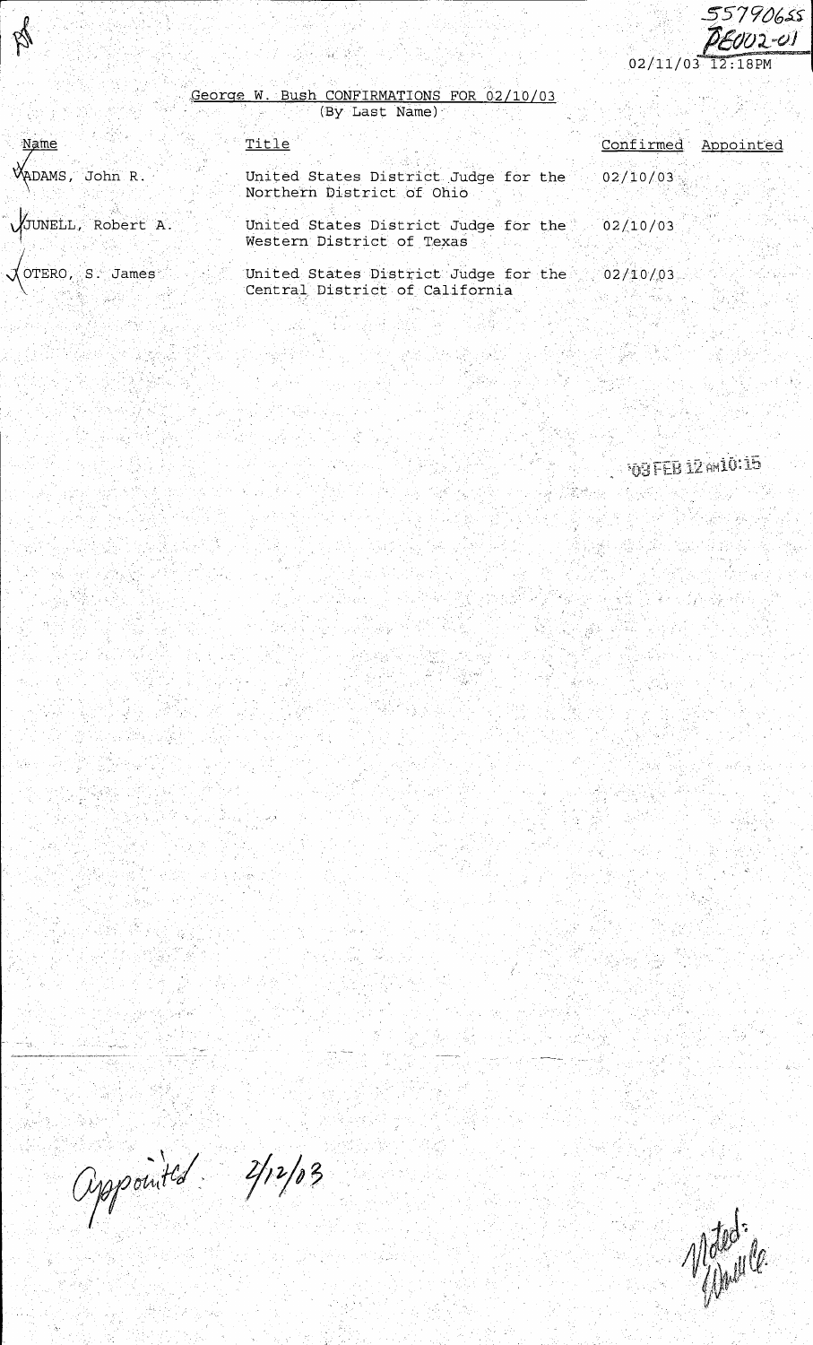55790655
PE002-01

02/11/03 12:18PM

## George W. Bush CONFIRMATIONS FOR 02/10/03
(By Last Name)

| Name | Title | Confirmed | Appointed |
|---|---|---|---|
| ADAMS, John R. | United States District Judge for the Northern District of Ohio | 02/10/03 | |
| JUNELL, Robert A. | United States District Judge for the Western District of Texas | 02/10/03 | |
| OTERO, S. James | United States District Judge for the Central District of California | 02/10/03 | |

'03 FEB 12 AM 10:15

Appointed 2/12/03

Noted: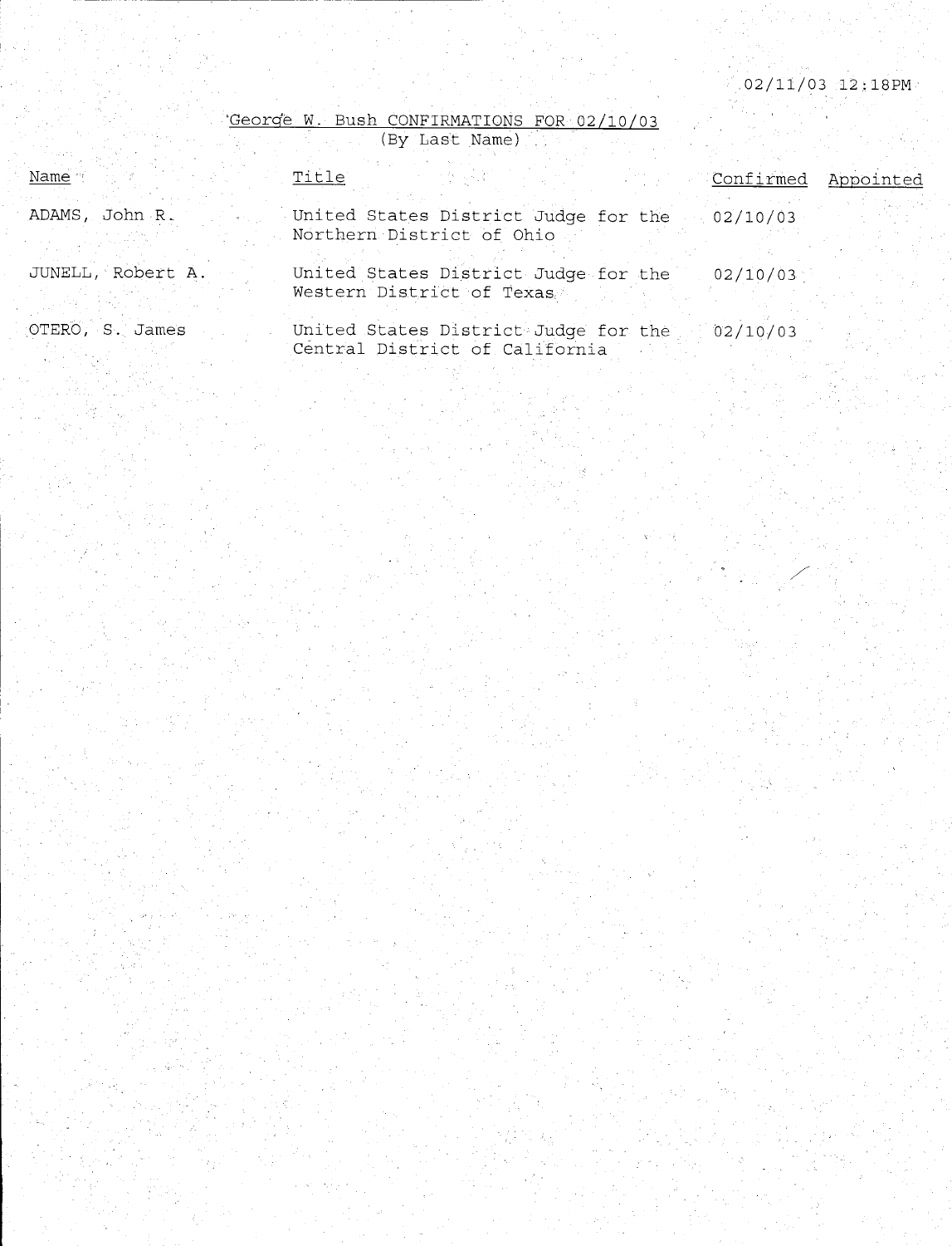02/11/03 12:18PM

## George W. Bush CONFIRMATIONS FOR 02/10/03
(By Last Name)

| Name | Title | Confirmed | Appointed |
|---|---|---|---|
| ADAMS, John R. | United States District Judge for the Northern District of Ohio | 02/10/03 | |
| JUNELL, Robert A. | United States District Judge for the Western District of Texas | 02/10/03 | |
| OTERO, S. James | United States District Judge for the Central District of California | 02/10/03 | |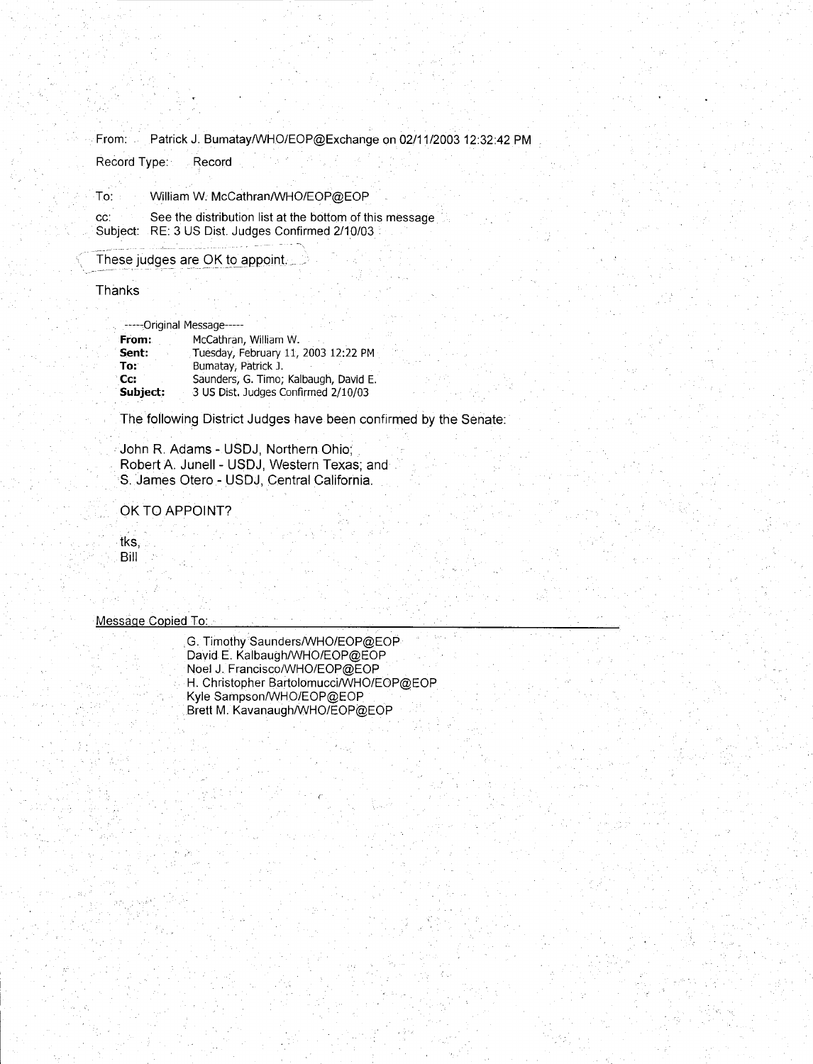From: Patrick J. Bumatay/WHO/EOP@Exchange on 02/11/2003 12:32:42 PM

Record Type: Record

To: William W. McCathran/WHO/EOP@EOP

cc: See the distribution list at the bottom of this message

Subject: RE: 3 US Dist. Judges Confirmed 2/10/03

These judges are OK to appoint.

Thanks

-----Original Message-----

**From:** McCathran, William W.
**Sent:** Tuesday, February 11, 2003 12:22 PM
**To:** Bumatay, Patrick J.
**Cc:** Saunders, G. Timo; Kalbaugh, David E.
**Subject:** 3 US Dist. Judges Confirmed 2/10/03

The following District Judges have been confirmed by the Senate:

John R. Adams - USDJ, Northern Ohio;
Robert A. Junell - USDJ, Western Texas; and
S. James Otero - USDJ, Central California.

OK TO APPOINT?

tks,
Bill

Message Copied To:

G. Timothy Saunders/WHO/EOP@EOP
David E. Kalbaugh/WHO/EOP@EOP
Noel J. Francisco/WHO/EOP@EOP
H. Christopher Bartolomucci/WHO/EOP@EOP
Kyle Sampson/WHO/EOP@EOP
Brett M. Kavanaugh/WHO/EOP@EOP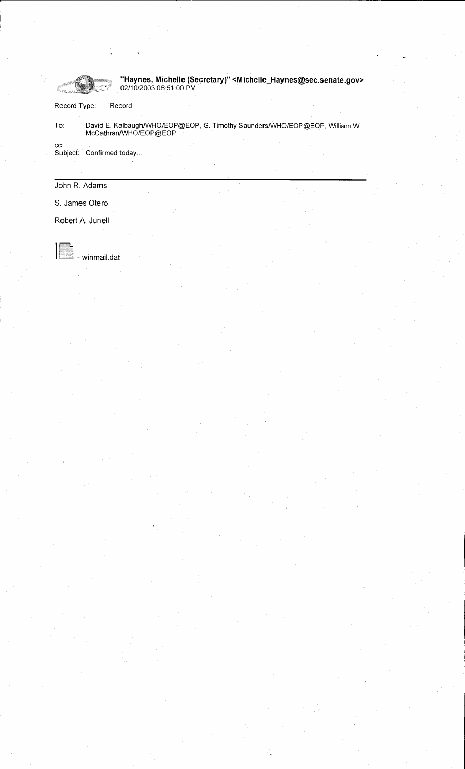**"Haynes, Michelle (Secretary)" <Michelle_Haynes@sec.senate.gov>**
02/10/2003 06:51:00 PM

Record Type: Record

To: David E. Kalbaugh/WHO/EOP@EOP, G. Timothy Saunders/WHO/EOP@EOP, William W. McCathran/WHO/EOP@EOP

cc:

Subject: Confirmed today...

---

John R. Adams

S. James Otero

Robert A. Junell

- winmail.dat